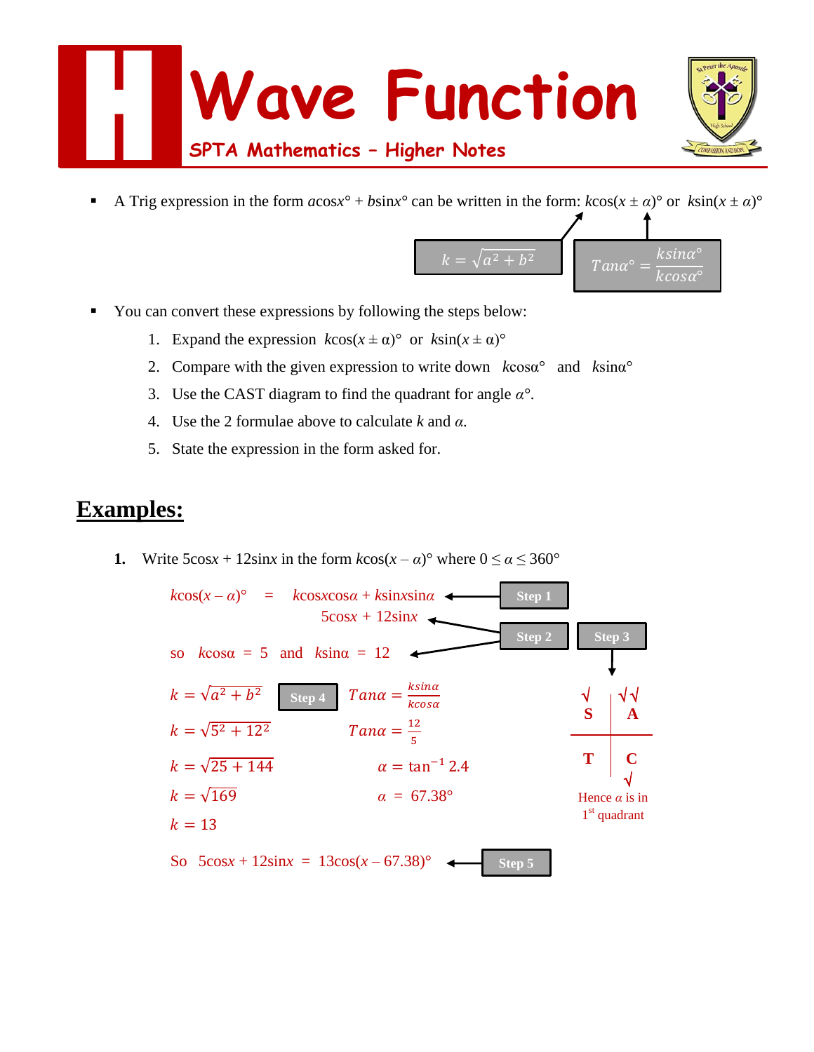# Wave Function

SPTA Mathematics – Higher Notes

- A Trig expression in the form $a\cos x° + b\sin x°$ can be written in the form: $k\cos(x \pm \alpha)°$ or $k\sin(x \pm \alpha)°$

$$k = \sqrt{a^2 + b^2} \qquad \tan\alpha° = \frac{k\sin\alpha°}{k\cos\alpha°}$$

- You can convert these expressions by following the steps below:
  1. Expand the expression $k\cos(x \pm \alpha)°$ or $k\sin(x \pm \alpha)°$
  2. Compare with the given expression to write down $k\cos\alpha°$ and $k\sin\alpha°$
  3. Use the CAST diagram to find the quadrant for angle $\alpha°$.
  4. Use the 2 formulae above to calculate $k$ and $\alpha$.
  5. State the expression in the form asked for.

## Examples:

**1.** Write $5\cos x + 12\sin x$ in the form $k\cos(x - \alpha)°$ where $0 \leq \alpha \leq 360°$

$k\cos(x - \alpha)° = k\cos x\cos\alpha + k\sin x\sin\alpha$ ← **Step 1**

$5\cos x + 12\sin x$ ← **Step 2**

so $k\cos\alpha = 5$ and $k\sin\alpha = 12$ ← **Step 2**

**Step 3**

| S ✓ | A ✓✓ |
|---|---|
| T | C ✓ |

Hence $\alpha$ is in 1st quadrant

**Step 4**

$k = \sqrt{a^2 + b^2}$

$k = \sqrt{5^2 + 12^2}$

$k = \sqrt{25 + 144}$

$k = \sqrt{169}$

$k = 13$

$\tan\alpha = \frac{k\sin\alpha}{k\cos\alpha}$

$\tan\alpha = \frac{12}{5}$

$\alpha = \tan^{-1} 2.4$

$\alpha = 67.38°$

So $5\cos x + 12\sin x = 13\cos(x - 67.38)°$ ← **Step 5**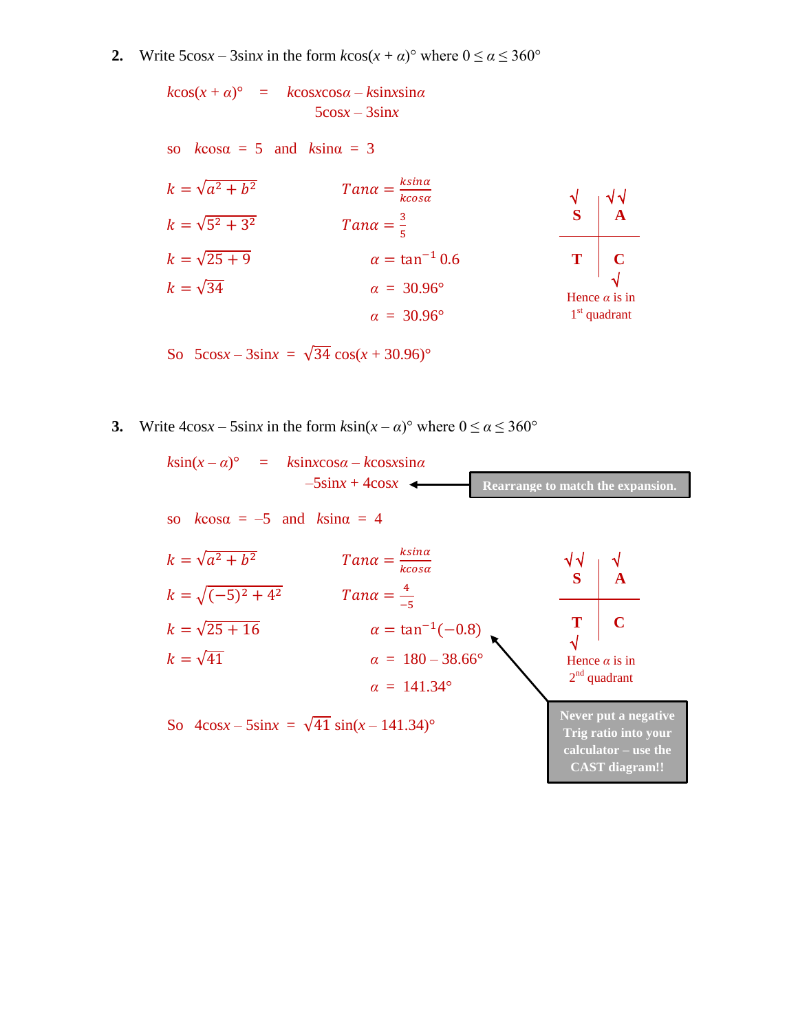**2.** Write 5cos*x* – 3sin*x* in the form *k*cos(*x* + *α*)° where $0 \le \alpha \le 360°$

$k\cos(x + \alpha)°$ = $k\cos x\cos\alpha - k\sin x\sin\alpha$

$5\cos x - 3\sin x$

so $k\cos\alpha = 5$ and $k\sin\alpha = 3$

$k = \sqrt{a^2 + b^2}$ $\qquad$ $Tan\alpha = \frac{k\sin\alpha}{k\cos\alpha}$

$k = \sqrt{5^2 + 3^2}$ $\qquad$ $Tan\alpha = \frac{3}{5}$

$k = \sqrt{25 + 9}$ $\qquad$ $\alpha = \tan^{-1} 0.6$

$k = \sqrt{34}$ $\qquad$ $\alpha = 30.96°$

$\alpha = 30.96°$

| √ S | √√ A |
|---|---|
| T | C √ |

Hence $\alpha$ is in 1st quadrant

So $5\cos x - 3\sin x = \sqrt{34}\cos(x + 30.96)°$

**3.** Write 4cos*x* – 5sin*x* in the form *k*sin(*x* – *α*)° where $0 \le \alpha \le 360°$

$k\sin(x - \alpha)°$ = $k\sin x\cos\alpha - k\cos x\sin\alpha$

$-5\sin x + 4\cos x$ ← **Rearrange to match the expansion.**

so $k\cos\alpha = -5$ and $k\sin\alpha = 4$

$k = \sqrt{a^2 + b^2}$ $\qquad$ $Tan\alpha = \frac{k\sin\alpha}{k\cos\alpha}$

$k = \sqrt{(-5)^2 + 4^2}$ $\qquad$ $Tan\alpha = \frac{4}{-5}$

$k = \sqrt{25 + 16}$ $\qquad$ $\alpha = \tan^{-1}(-0.8)$

$k = \sqrt{41}$ $\qquad$ $\alpha = 180 - 38.66°$

$\alpha = 141.34°$

| √√ S | √ A |
|---|---|
| T √ | C |

Hence $\alpha$ is in 2nd quadrant

So $4\cos x - 5\sin x = \sqrt{41}\sin(x - 141.34)°$

**Never put a negative Trig ratio into your calculator – use the CAST diagram!!**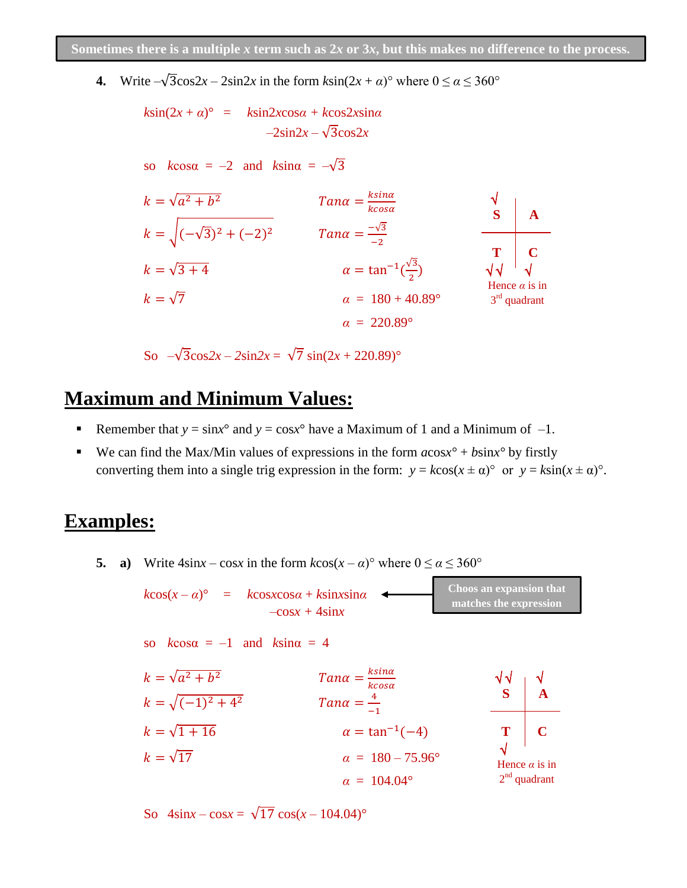**Sometimes there is a multiple $x$ term such as $2x$ or $3x$, but this makes no difference to the process.**

**4.** Write $-\sqrt{3}\cos 2x - 2\sin 2x$ in the form $k\sin(2x + \alpha)°$ where $0 \leq \alpha \leq 360°$

$$k\sin(2x + \alpha)° \;=\; k\sin 2x\cos\alpha + k\cos 2x\sin\alpha$$
$$-2\sin 2x - \sqrt{3}\cos 2x$$

so $k\cos\alpha = -2$ and $k\sin\alpha = -\sqrt{3}$

$k = \sqrt{a^2 + b^2}$

$k = \sqrt{(-\sqrt{3})^2 + (-2)^2}$

$k = \sqrt{3 + 4}$

$k = \sqrt{7}$

$Tan\alpha = \frac{k\sin\alpha}{k\cos\alpha}$

$Tan\alpha = \frac{-\sqrt{3}}{-2}$

$\alpha = \tan^{-1}(\frac{\sqrt{3}}{2})$

$\alpha = 180 + 40.89°$

$\alpha = 220.89°$

| √ S | A |
|---|---|
| T √√ | C √ |

Hence $\alpha$ is in 3rd quadrant

So $-\sqrt{3}\cos 2x - 2\sin 2x = \sqrt{7}\sin(2x + 220.89)°$

## Maximum and Minimum Values:

- Remember that $y = \sin x°$ and $y = \cos x°$ have a Maximum of 1 and a Minimum of $-1$.
- We can find the Max/Min values of expressions in the form $a\cos x° + b\sin x°$ by firstly converting them into a single trig expression in the form: $y = k\cos(x \pm \alpha)°$ or $y = k\sin(x \pm \alpha)°$.

## Examples:

**5. a)** Write $4\sin x - \cos x$ in the form $k\cos(x - \alpha)°$ where $0 \leq \alpha \leq 360°$

$$k\cos(x - \alpha)° \;=\; k\cos x\cos\alpha + k\sin x\sin\alpha$$
$$-\cos x + 4\sin x$$

**Choos an expansion that matches the expression**

so $k\cos\alpha = -1$ and $k\sin\alpha = 4$

$k = \sqrt{a^2 + b^2}$

$k = \sqrt{(-1)^2 + 4^2}$

$k = \sqrt{1 + 16}$

$k = \sqrt{17}$

$Tan\alpha = \frac{k\sin\alpha}{k\cos\alpha}$

$Tan\alpha = \frac{4}{-1}$

$\alpha = \tan^{-1}(-4)$

$\alpha = 180 - 75.96°$

$\alpha = 104.04°$

| √√ S | √ A |
|---|---|
| T √ | C |

Hence $\alpha$ is in 2nd quadrant

So $4\sin x - \cos x = \sqrt{17}\cos(x - 104.04)°$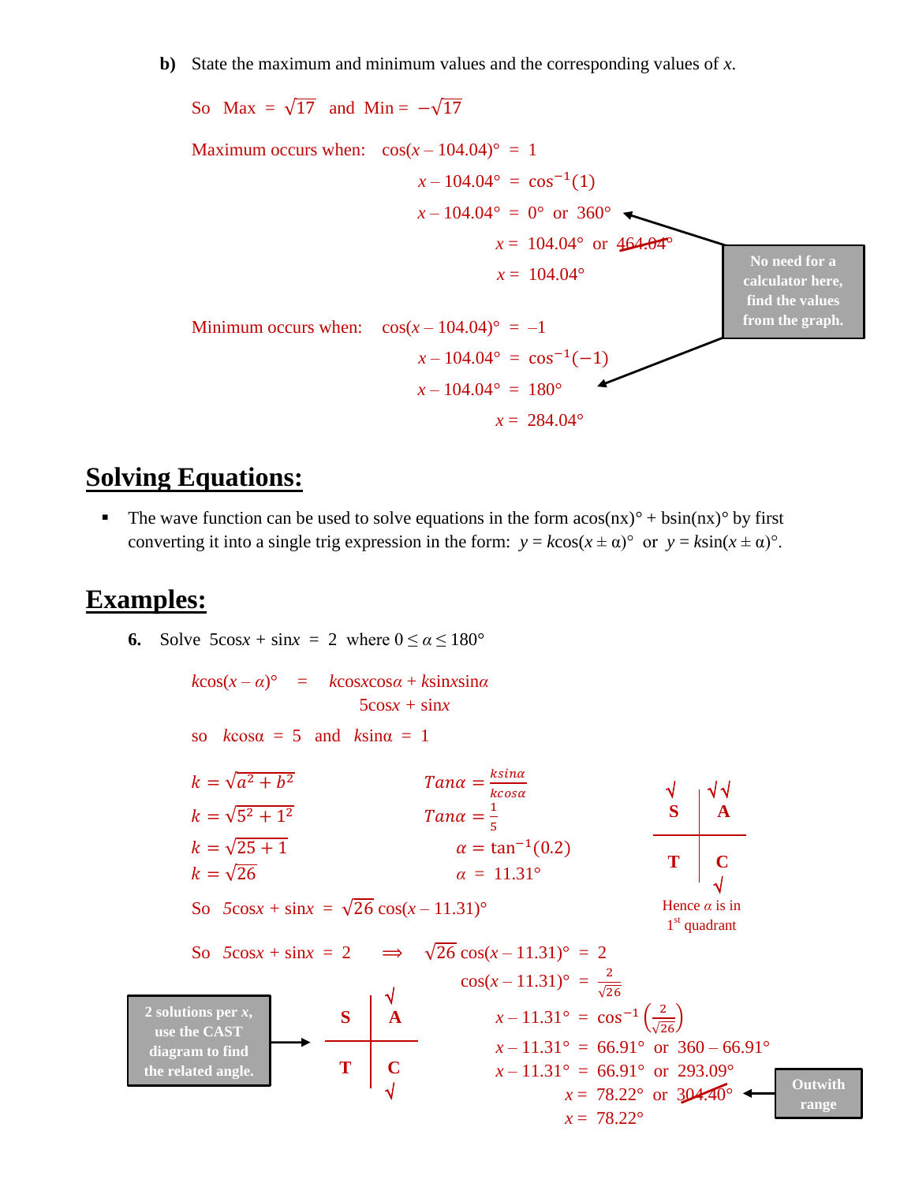**b)** State the maximum and minimum values and the corresponding values of *x*.

So Max = $\sqrt{17}$ and Min = $-\sqrt{17}$

Maximum occurs when: $\cos(x - 104.04)° = 1$

$x - 104.04° = \cos^{-1}(1)$

$x - 104.04° = 0°$ or $360°$

$x = 104.04°$ or ~~$464.04°$~~

$x = 104.04°$

> No need for a calculator here, find the values from the graph.

Minimum occurs when: $\cos(x - 104.04)° = -1$

$x - 104.04° = \cos^{-1}(-1)$

$x - 104.04° = 180°$

$x = 284.04°$

## Solving Equations:

- The wave function can be used to solve equations in the form acos(nx)° + bsin(nx)° by first converting it into a single trig expression in the form: $y = k\cos(x \pm \alpha)°$ or $y = k\sin(x \pm \alpha)°$.

## Examples:

**6.** Solve $5\cos x + \sin x = 2$ where $0 \le \alpha \le 180°$

$k\cos(x - \alpha)° = k\cos x\cos\alpha + k\sin x\sin\alpha$

$\qquad\qquad\quad 5\cos x + \sin x$

so $k\cos\alpha = 5$ and $k\sin\alpha = 1$

$k = \sqrt{a^2 + b^2}$

$k = \sqrt{5^2 + 1^2}$

$k = \sqrt{25 + 1}$

$k = \sqrt{26}$

$Tan\alpha = \frac{k\sin\alpha}{k\cos\alpha}$

$Tan\alpha = \frac{1}{5}$

$\alpha = \tan^{-1}(0.2)$

$\alpha = 11.31°$

| √ S | √√ A |
|---|---|
| T | C √ |

Hence $\alpha$ is in 1[st] quadrant

So $5\cos x + \sin x = \sqrt{26}\cos(x - 11.31)°$

So $5\cos x + \sin x = 2 \implies \sqrt{26}\cos(x - 11.31)° = 2$

$\cos(x - 11.31)° = \frac{2}{\sqrt{26}}$

$x - 11.31° = \cos^{-1}\left(\frac{2}{\sqrt{26}}\right)$

$x - 11.31° = 66.91°$ or $360 - 66.91°$

$x - 11.31° = 66.91°$ or $293.09°$

$x = 78.22°$ or ~~$304.40°$~~

$x = 78.22°$

> 2 solutions per *x*, use the CAST diagram to find the related angle.

| S | A √ |
|---|---|
| T | C √ |

> Outwith range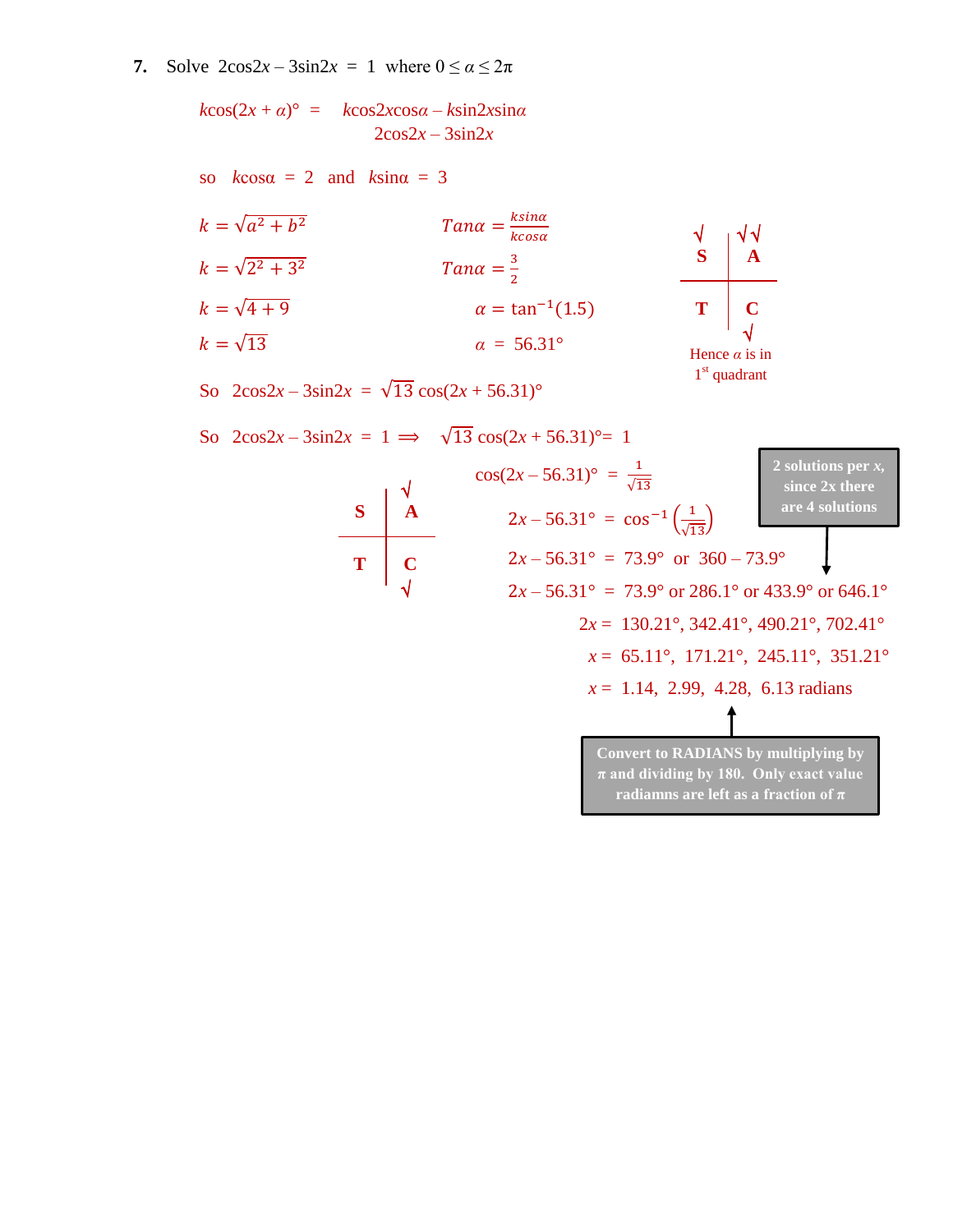**7.** Solve $2\cos 2x - 3\sin 2x = 1$ where $0 \le \alpha \le 2\pi$

$k\cos(2x + \alpha)° = k\cos 2x\cos\alpha - k\sin 2x\sin\alpha$

$2\cos 2x - 3\sin 2x$

so $k\cos\alpha = 2$ and $k\sin\alpha = 3$

$k = \sqrt{a^2 + b^2}$ $\quad$ $Tan\alpha = \frac{k\sin\alpha}{k\cos\alpha}$

$k = \sqrt{2^2 + 3^2}$ $\quad$ $Tan\alpha = \frac{3}{2}$

$k = \sqrt{4 + 9}$ $\quad$ $\alpha = \tan^{-1}(1.5)$

$k = \sqrt{13}$ $\quad$ $\alpha = 56.31°$

| √ S | √√ A |
|---|---|
| T | C √ |

Hence $\alpha$ is in 1st quadrant

So $2\cos 2x - 3\sin 2x = \sqrt{13}\cos(2x + 56.31)°$

So $2\cos 2x - 3\sin 2x = 1 \Longrightarrow \sqrt{13}\cos(2x + 56.31)° = 1$

$\cos(2x - 56.31)° = \frac{1}{\sqrt{13}}$

| S | √ A |
|---|---|
| T | C √ |

$2x - 56.31° = \cos^{-1}\left(\frac{1}{\sqrt{13}}\right)$

$2x - 56.31° = 73.9°$ or $360 - 73.9°$

$2x - 56.31° = 73.9°$ or $286.1°$ or $433.9°$ or $646.1°$

**2 solutions per x, since 2x there are 4 solutions**

$2x = 130.21°, 342.41°, 490.21°, 702.41°$

$x = 65.11°, 171.21°, 245.11°, 351.21°$

$x = 1.14, 2.99, 4.28, 6.13$ radians

**Convert to RADIANS by multiplying by $\pi$ and dividing by 180. Only exact value radiamns are left as a fraction of $\pi$**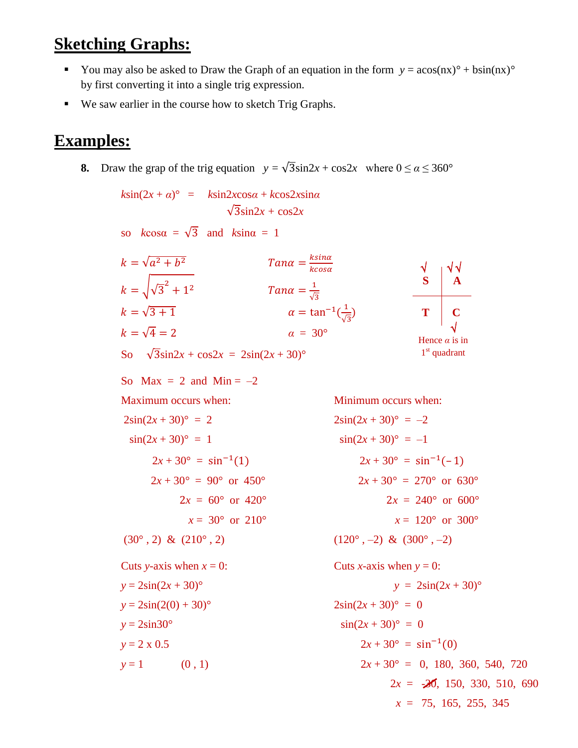## Sketching Graphs:

- You may also be asked to Draw the Graph of an equation in the form $y = a\cos(nx)° + b\sin(nx)°$ by first converting it into a single trig expression.
- We saw earlier in the course how to sketch Trig Graphs.

## Examples:

**8.** Draw the grap of the trig equation $y = \sqrt{3}\sin 2x + \cos 2x$ where $0 \leq \alpha \leq 360°$

$k\sin(2x + \alpha)° \;=\; k\sin 2x\cos\alpha + k\cos 2x\sin\alpha$

$\qquad\qquad\qquad\quad \sqrt{3}\sin 2x + \cos 2x$

so $k\cos\alpha = \sqrt{3}$ and $k\sin\alpha = 1$

$k = \sqrt{a^2 + b^2}$

$k = \sqrt{\sqrt{3}^2 + 1^2}$

$k = \sqrt{3 + 1}$

$k = \sqrt{4} = 2$

$Tan\alpha = \frac{k\sin\alpha}{k\cos\alpha}$

$Tan\alpha = \frac{1}{\sqrt{3}}$

$\alpha = \tan^{-1}(\frac{1}{\sqrt{3}})$

$\alpha = 30°$

| √ S | √√ A |
|---|---|
| T | C √ |

Hence $\alpha$ is in 1st quadrant

So $\sqrt{3}\sin 2x + \cos 2x = 2\sin(2x + 30)°$

So Max = 2 and Min = –2

Maximum occurs when:

$2\sin(2x + 30)° = 2$

$\sin(2x + 30)° = 1$

$2x + 30° = \sin^{-1}(1)$

$2x + 30° = 90°$ or $450°$

$2x = 60°$ or $420°$

$x = 30°$ or $210°$

$(30°, 2)$ & $(210°, 2)$

Minimum occurs when:

$2\sin(2x + 30)° = -2$

$\sin(2x + 30)° = -1$

$2x + 30° = \sin^{-1}(-1)$

$2x + 30° = 270°$ or $630°$

$2x = 240°$ or $600°$

$x = 120°$ or $300°$

$(120°, -2)$ & $(300°, -2)$

Cuts $y$-axis when $x = 0$:

$y = 2\sin(2x + 30)°$

$y = 2\sin(2(0) + 30)°$

$y = 2\sin 30°$

$y = 2 \times 0.5$

$y = 1 \qquad (0, 1)$

Cuts $x$-axis when $y = 0$:

$y = 2\sin(2x + 30)°$

$2\sin(2x + 30)° = 0$

$\sin(2x + 30)° = 0$

$2x + 30° = \sin^{-1}(0)$

$2x + 30° = 0, 180, 360, 540, 720$

$2x = \cancel{-30}, 150, 330, 510, 690$

$x = 75, 165, 255, 345$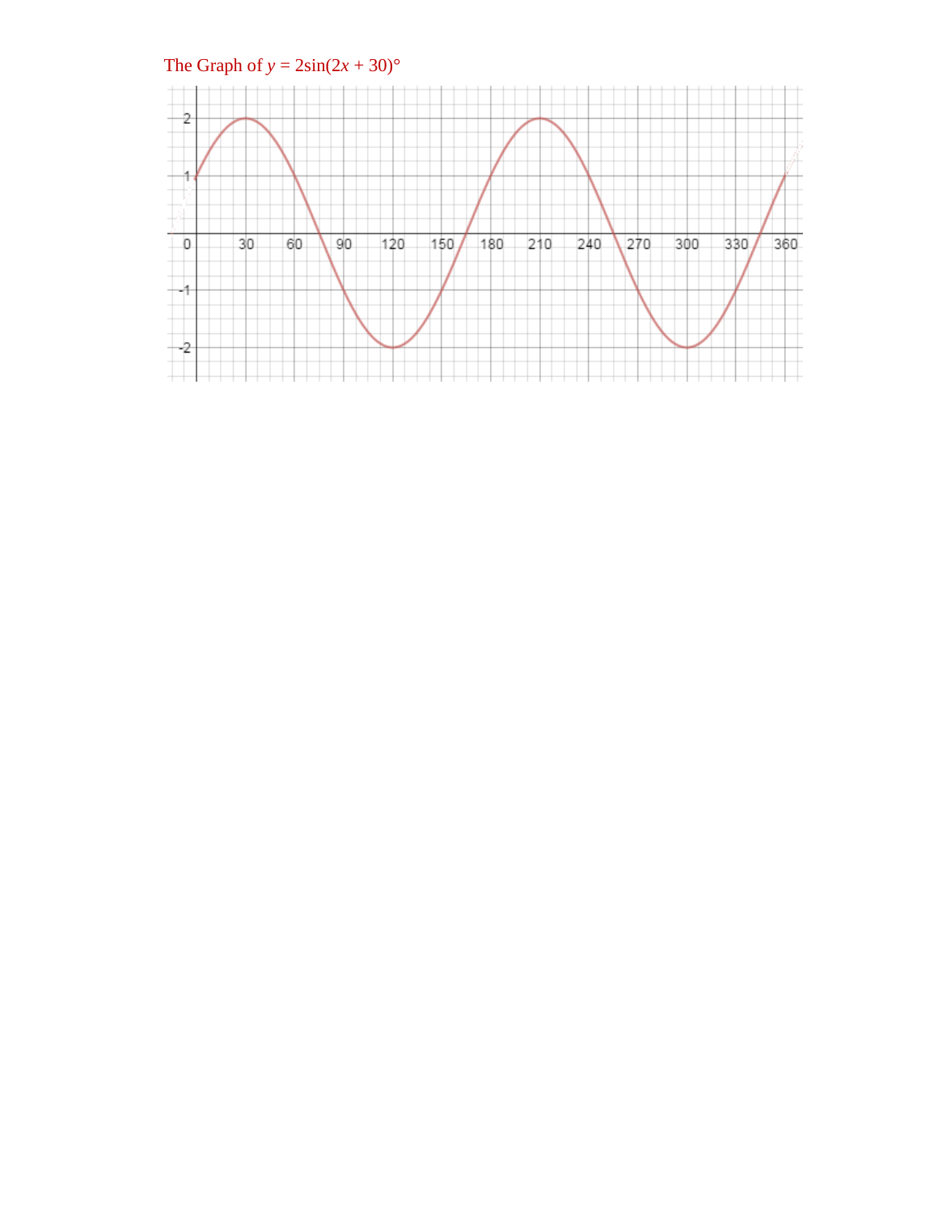The Graph of $y = 2\sin(2x + 30)°$

2
1
0
-1
-2
30 60 90 120 150 180 210 240 270 300 330 360